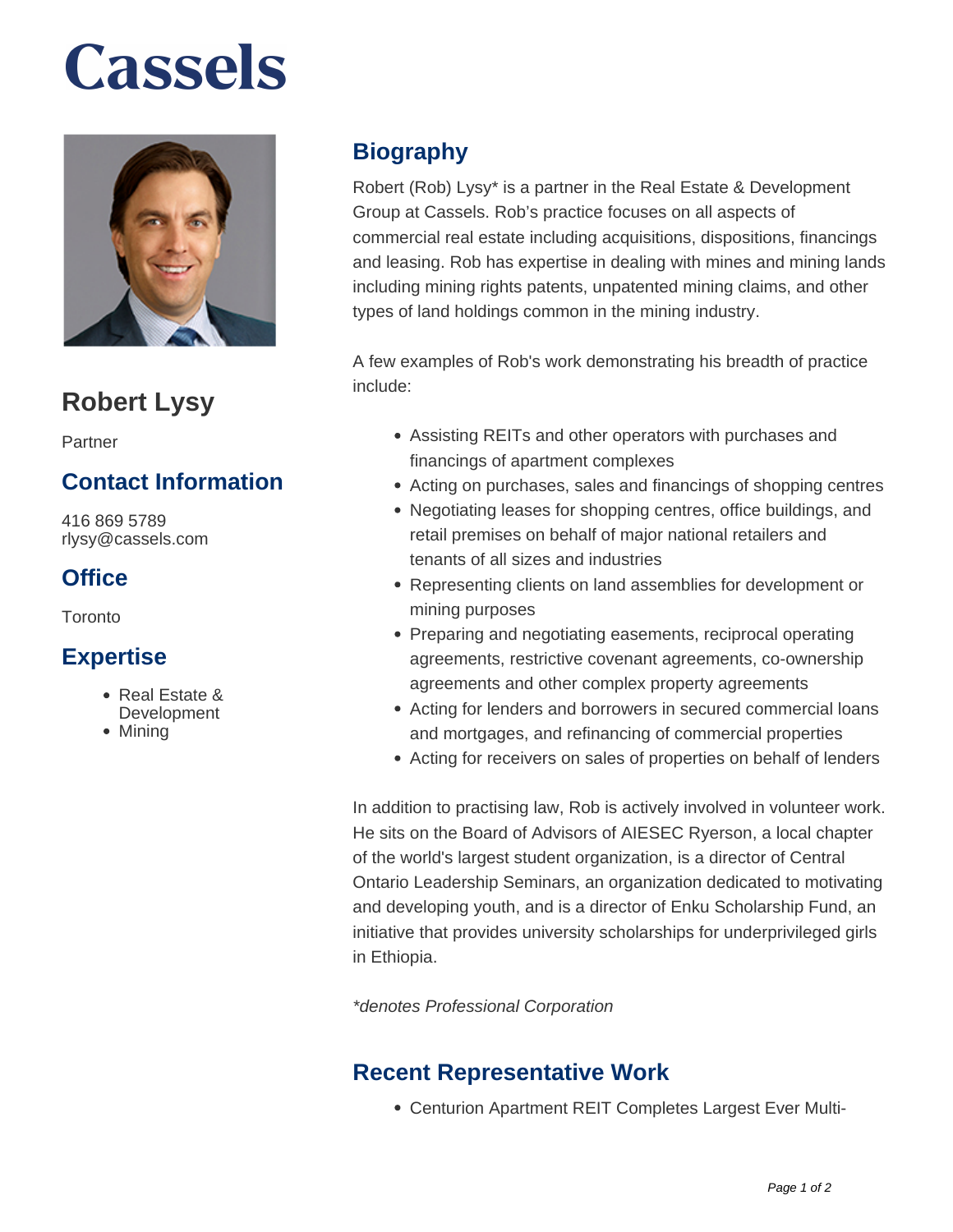# Cassels

## Robert Lysy

Partner

### Contact Information

416 869 5789
rlysy@cassels.com

### Office

Toronto

### Expertise

- Real Estate & Development
- Mining

## Biography

Robert (Rob) Lysy* is a partner in the Real Estate & Development Group at Cassels. Rob's practice focuses on all aspects of commercial real estate including acquisitions, dispositions, financings and leasing. Rob has expertise in dealing with mines and mining lands including mining rights patents, unpatented mining claims, and other types of land holdings common in the mining industry.

A few examples of Rob's work demonstrating his breadth of practice include:

- Assisting REITs and other operators with purchases and financings of apartment complexes
- Acting on purchases, sales and financings of shopping centres
- Negotiating leases for shopping centres, office buildings, and retail premises on behalf of major national retailers and tenants of all sizes and industries
- Representing clients on land assemblies for development or mining purposes
- Preparing and negotiating easements, reciprocal operating agreements, restrictive covenant agreements, co-ownership agreements and other complex property agreements
- Acting for lenders and borrowers in secured commercial loans and mortgages, and refinancing of commercial properties
- Acting for receivers on sales of properties on behalf of lenders

In addition to practising law, Rob is actively involved in volunteer work. He sits on the Board of Advisors of AIESEC Ryerson, a local chapter of the world's largest student organization, is a director of Central Ontario Leadership Seminars, an organization dedicated to motivating and developing youth, and is a director of Enku Scholarship Fund, an initiative that provides university scholarships for underprivileged girls in Ethiopia.

*\*denotes Professional Corporation*

## Recent Representative Work

- Centurion Apartment REIT Completes Largest Ever Multi-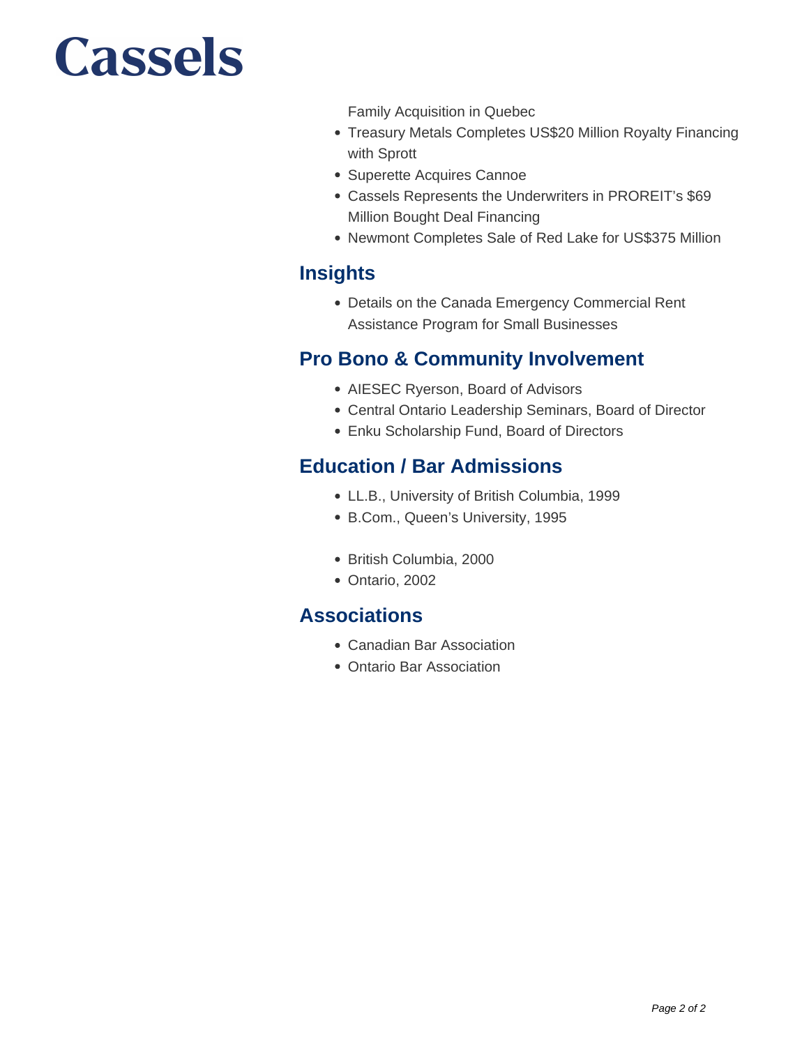Family Acquisition in Quebec

- Treasury Metals Completes US$20 Million Royalty Financing with Sprott
- Superette Acquires Cannoe
- Cassels Represents the Underwriters in PROREIT's $69 Million Bought Deal Financing
- Newmont Completes Sale of Red Lake for US$375 Million

## Insights

- Details on the Canada Emergency Commercial Rent Assistance Program for Small Businesses

## Pro Bono & Community Involvement

- AIESEC Ryerson, Board of Advisors
- Central Ontario Leadership Seminars, Board of Director
- Enku Scholarship Fund, Board of Directors

## Education / Bar Admissions

- LL.B., University of British Columbia, 1999
- B.Com., Queen's University, 1995

- British Columbia, 2000
- Ontario, 2002

## Associations

- Canadian Bar Association
- Ontario Bar Association